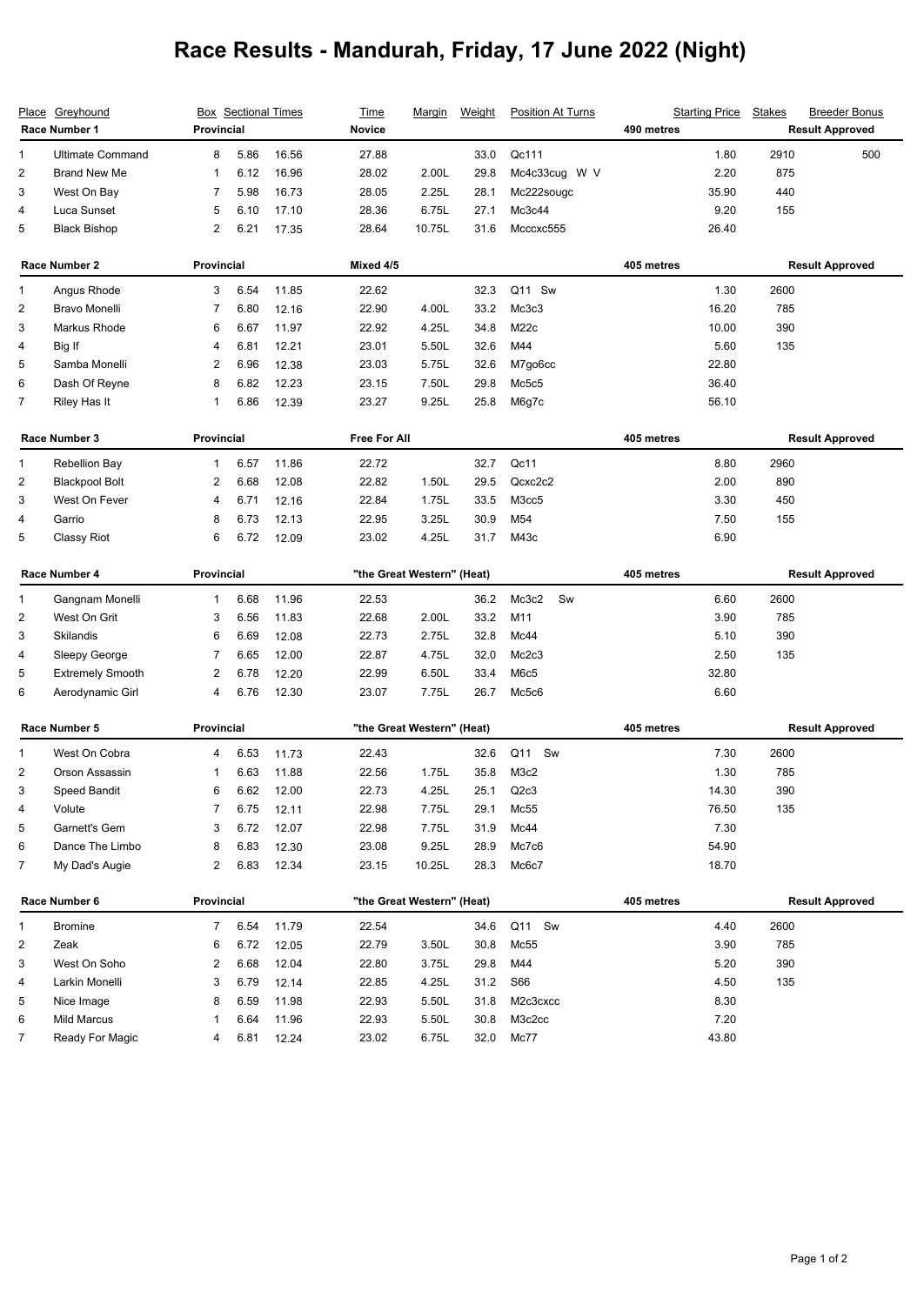# Race Results - Mandurah, Friday, 17 June 2022 (Night)

| Place | Greyhound | Box | Sectional Times | | Time | Margin | Weight | Position At Turns | Starting Price | Stakes | Breeder Bonus |
|---|---|---|---|---|---|---|---|---|---|---|---|
| **Race Number 1** | | **Provincial** | | | **Novice** | | | | **490 metres** | | **Result Approved** |
| 1 | Ultimate Command | 8 | 5.86 | 16.56 | 27.88 | | 33.0 | Qc111 | 1.80 | 2910 | 500 |
| 2 | Brand New Me | 1 | 6.12 | 16.96 | 28.02 | 2.00L | 29.8 | Mc4c33cug W V | 2.20 | 875 | |
| 3 | West On Bay | 7 | 5.98 | 16.73 | 28.05 | 2.25L | 28.1 | Mc222sougc | 35.90 | 440 | |
| 4 | Luca Sunset | 5 | 6.10 | 17.10 | 28.36 | 6.75L | 27.1 | Mc3c44 | 9.20 | 155 | |
| 5 | Black Bishop | 2 | 6.21 | 17.35 | 28.64 | 10.75L | 31.6 | Mcccxc555 | 26.40 | | |
| **Race Number 2** | | **Provincial** | | | **Mixed 4/5** | | | | **405 metres** | | **Result Approved** |
| 1 | Angus Rhode | 3 | 6.54 | 11.85 | 22.62 | | 32.3 | Q11 Sw | 1.30 | 2600 | |
| 2 | Bravo Monelli | 7 | 6.80 | 12.16 | 22.90 | 4.00L | 33.2 | Mc3c3 | 16.20 | 785 | |
| 3 | Markus Rhode | 6 | 6.67 | 11.97 | 22.92 | 4.25L | 34.8 | M22c | 10.00 | 390 | |
| 4 | Big If | 4 | 6.81 | 12.21 | 23.01 | 5.50L | 32.6 | M44 | 5.60 | 135 | |
| 5 | Samba Monelli | 2 | 6.96 | 12.38 | 23.03 | 5.75L | 32.6 | M7go6cc | 22.80 | | |
| 6 | Dash Of Reyne | 8 | 6.82 | 12.23 | 23.15 | 7.50L | 29.8 | Mc5c5 | 36.40 | | |
| 7 | Riley Has It | 1 | 6.86 | 12.39 | 23.27 | 9.25L | 25.8 | M6g7c | 56.10 | | |
| **Race Number 3** | | **Provincial** | | | **Free For All** | | | | **405 metres** | | **Result Approved** |
| 1 | Rebellion Bay | 1 | 6.57 | 11.86 | 22.72 | | 32.7 | Qc11 | 8.80 | 2960 | |
| 2 | Blackpool Bolt | 2 | 6.68 | 12.08 | 22.82 | 1.50L | 29.5 | Qcxc2c2 | 2.00 | 890 | |
| 3 | West On Fever | 4 | 6.71 | 12.16 | 22.84 | 1.75L | 33.5 | M3cc5 | 3.30 | 450 | |
| 4 | Garrio | 8 | 6.73 | 12.13 | 22.95 | 3.25L | 30.9 | M54 | 7.50 | 155 | |
| 5 | Classy Riot | 6 | 6.72 | 12.09 | 23.02 | 4.25L | 31.7 | M43c | 6.90 | | |
| **Race Number 4** | | **Provincial** | | | **"the Great Western" (Heat)** | | | | **405 metres** | | **Result Approved** |
| 1 | Gangnam Monelli | 1 | 6.68 | 11.96 | 22.53 | | 36.2 | Mc3c2 Sw | 6.60 | 2600 | |
| 2 | West On Grit | 3 | 6.56 | 11.83 | 22.68 | 2.00L | 33.2 | M11 | 3.90 | 785 | |
| 3 | Skilandis | 6 | 6.69 | 12.08 | 22.73 | 2.75L | 32.8 | Mc44 | 5.10 | 390 | |
| 4 | Sleepy George | 7 | 6.65 | 12.00 | 22.87 | 4.75L | 32.0 | Mc2c3 | 2.50 | 135 | |
| 5 | Extremely Smooth | 2 | 6.78 | 12.20 | 22.99 | 6.50L | 33.4 | M6c5 | 32.80 | | |
| 6 | Aerodynamic Girl | 4 | 6.76 | 12.30 | 23.07 | 7.75L | 26.7 | Mc5c6 | 6.60 | | |
| **Race Number 5** | | **Provincial** | | | **"the Great Western" (Heat)** | | | | **405 metres** | | **Result Approved** |
| 1 | West On Cobra | 4 | 6.53 | 11.73 | 22.43 | | 32.6 | Q11 Sw | 7.30 | 2600 | |
| 2 | Orson Assassin | 1 | 6.63 | 11.88 | 22.56 | 1.75L | 35.8 | M3c2 | 1.30 | 785 | |
| 3 | Speed Bandit | 6 | 6.62 | 12.00 | 22.73 | 4.25L | 25.1 | Q2c3 | 14.30 | 390 | |
| 4 | Volute | 7 | 6.75 | 12.11 | 22.98 | 7.75L | 29.1 | Mc55 | 76.50 | 135 | |
| 5 | Garnett's Gem | 3 | 6.72 | 12.07 | 22.98 | 7.75L | 31.9 | Mc44 | 7.30 | | |
| 6 | Dance The Limbo | 8 | 6.83 | 12.30 | 23.08 | 9.25L | 28.9 | Mc7c6 | 54.90 | | |
| 7 | My Dad's Augie | 2 | 6.83 | 12.34 | 23.15 | 10.25L | 28.3 | Mc6c7 | 18.70 | | |
| **Race Number 6** | | **Provincial** | | | **"the Great Western" (Heat)** | | | | **405 metres** | | **Result Approved** |
| 1 | Bromine | 7 | 6.54 | 11.79 | 22.54 | | 34.6 | Q11 Sw | 4.40 | 2600 | |
| 2 | Zeak | 6 | 6.72 | 12.05 | 22.79 | 3.50L | 30.8 | Mc55 | 3.90 | 785 | |
| 3 | West On Soho | 2 | 6.68 | 12.04 | 22.80 | 3.75L | 29.8 | M44 | 5.20 | 390 | |
| 4 | Larkin Monelli | 3 | 6.79 | 12.14 | 22.85 | 4.25L | 31.2 | S66 | 4.50 | 135 | |
| 5 | Nice Image | 8 | 6.59 | 11.98 | 22.93 | 5.50L | 31.8 | M2c3cxcc | 8.30 | | |
| 6 | Mild Marcus | 1 | 6.64 | 11.96 | 22.93 | 5.50L | 30.8 | M3c2cc | 7.20 | | |
| 7 | Ready For Magic | 4 | 6.81 | 12.24 | 23.02 | 6.75L | 32.0 | Mc77 | 43.80 | | |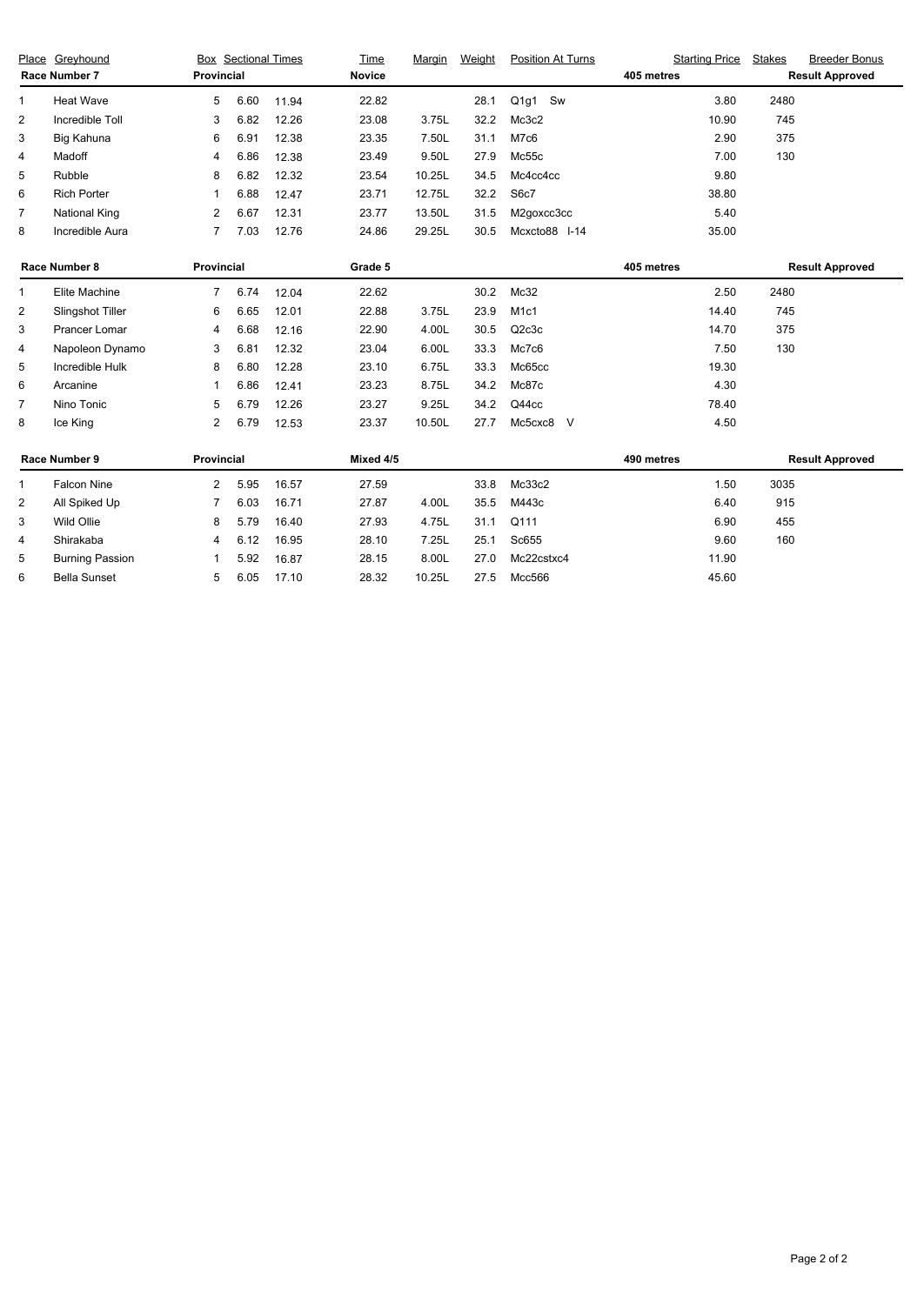| Place | Greyhound | Box | Sectional Times | | Time | Margin | Weight | Position At Turns | Starting Price | Stakes | Breeder Bonus |
|---|---|---|---|---|---|---|---|---|---|---|---|
| **Race Number 7** | | **Provincial** | | | **Novice** | | | **405 metres** | | **Result Approved** | |
| 1 | Heat Wave | 5 | 6.60 | 11.94 | 22.82 | | 28.1 | Q1g1 Sw | 3.80 | 2480 | |
| 2 | Incredible Toll | 3 | 6.82 | 12.26 | 23.08 | 3.75L | 32.2 | Mc3c2 | 10.90 | 745 | |
| 3 | Big Kahuna | 6 | 6.91 | 12.38 | 23.35 | 7.50L | 31.1 | M7c6 | 2.90 | 375 | |
| 4 | Madoff | 4 | 6.86 | 12.38 | 23.49 | 9.50L | 27.9 | Mc55c | 7.00 | 130 | |
| 5 | Rubble | 8 | 6.82 | 12.32 | 23.54 | 10.25L | 34.5 | Mc4cc4cc | 9.80 | | |
| 6 | Rich Porter | 1 | 6.88 | 12.47 | 23.71 | 12.75L | 32.2 | S6c7 | 38.80 | | |
| 7 | National King | 2 | 6.67 | 12.31 | 23.77 | 13.50L | 31.5 | M2goxcc3cc | 5.40 | | |
| 8 | Incredible Aura | 7 | 7.03 | 12.76 | 24.86 | 29.25L | 30.5 | Mcxcto88 I-14 | 35.00 | | |
| **Race Number 8** | | **Provincial** | | | **Grade 5** | | | **405 metres** | | **Result Approved** | |
| 1 | Elite Machine | 7 | 6.74 | 12.04 | 22.62 | | 30.2 | Mc32 | 2.50 | 2480 | |
| 2 | Slingshot Tiller | 6 | 6.65 | 12.01 | 22.88 | 3.75L | 23.9 | M1c1 | 14.40 | 745 | |
| 3 | Prancer Lomar | 4 | 6.68 | 12.16 | 22.90 | 4.00L | 30.5 | Q2c3c | 14.70 | 375 | |
| 4 | Napoleon Dynamo | 3 | 6.81 | 12.32 | 23.04 | 6.00L | 33.3 | Mc7c6 | 7.50 | 130 | |
| 5 | Incredible Hulk | 8 | 6.80 | 12.28 | 23.10 | 6.75L | 33.3 | Mc65cc | 19.30 | | |
| 6 | Arcanine | 1 | 6.86 | 12.41 | 23.23 | 8.75L | 34.2 | Mc87c | 4.30 | | |
| 7 | Nino Tonic | 5 | 6.79 | 12.26 | 23.27 | 9.25L | 34.2 | Q44cc | 78.40 | | |
| 8 | Ice King | 2 | 6.79 | 12.53 | 23.37 | 10.50L | 27.7 | Mc5cxc8 V | 4.50 | | |
| **Race Number 9** | | **Provincial** | | | **Mixed 4/5** | | | **490 metres** | | **Result Approved** | |
| 1 | Falcon Nine | 2 | 5.95 | 16.57 | 27.59 | | 33.8 | Mc33c2 | 1.50 | 3035 | |
| 2 | All Spiked Up | 7 | 6.03 | 16.71 | 27.87 | 4.00L | 35.5 | M443c | 6.40 | 915 | |
| 3 | Wild Ollie | 8 | 5.79 | 16.40 | 27.93 | 4.75L | 31.1 | Q111 | 6.90 | 455 | |
| 4 | Shirakaba | 4 | 6.12 | 16.95 | 28.10 | 7.25L | 25.1 | Sc655 | 9.60 | 160 | |
| 5 | Burning Passion | 1 | 5.92 | 16.87 | 28.15 | 8.00L | 27.0 | Mc22cstxc4 | 11.90 | | |
| 6 | Bella Sunset | 5 | 6.05 | 17.10 | 28.32 | 10.25L | 27.5 | Mcc566 | 45.60 | | |